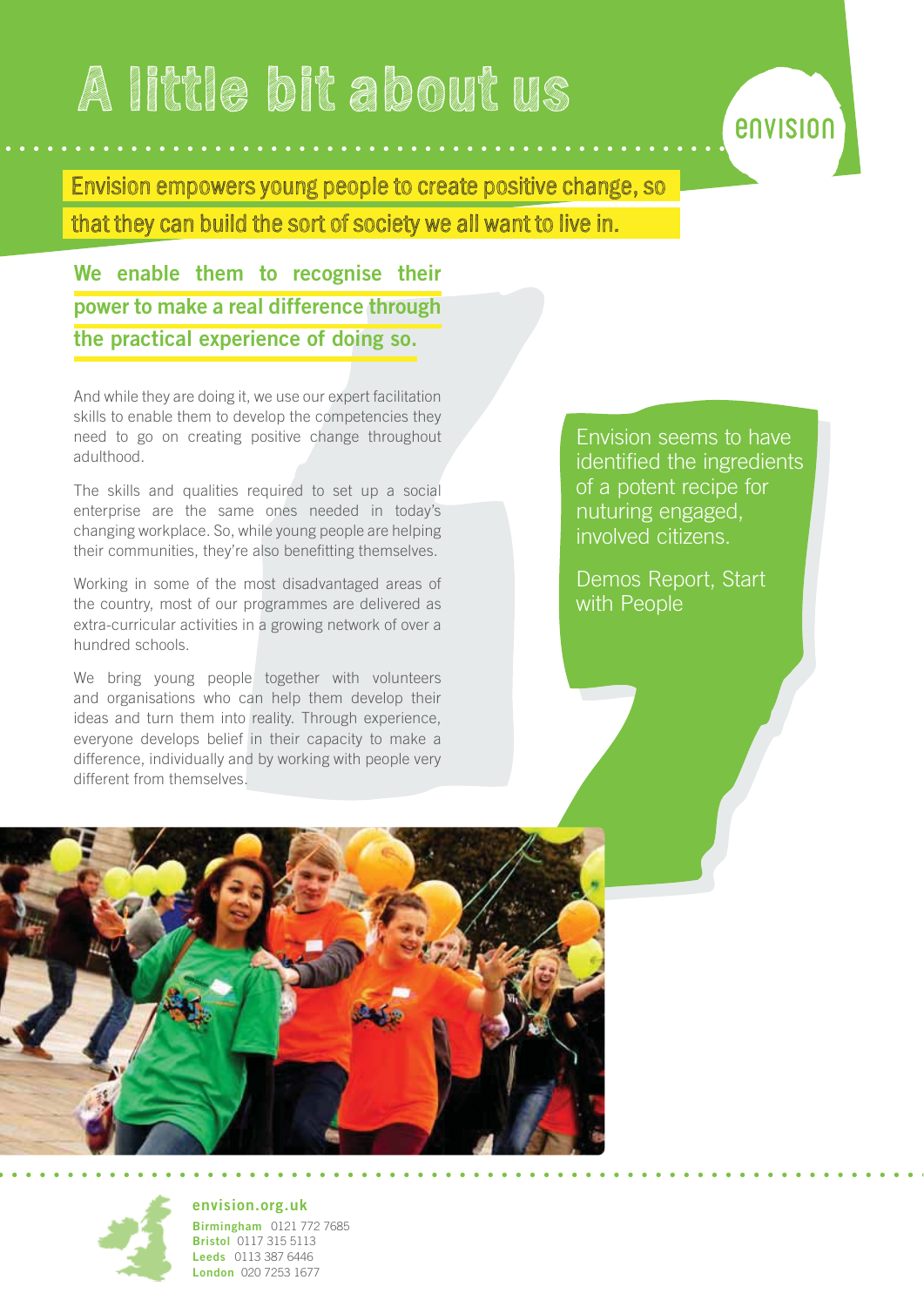# A little bit about us

envision

**Envision empowers young people to create positive change, so that they can build the sort of society we all want to live in.**

**We enable them to recognise their power to make a real difference through the practical experience of doing so.**

And while they are doing it, we use our expert facilitation skills to enable them to develop the competencies they need to go on creating positive change throughout adulthood.

The skills and qualities required to set up a social enterprise are the same ones needed in today's changing workplace. So, while young people are helping their communities, they're also benefitting themselves.

Working in some of the most disadvantaged areas of the country, most of our programmes are delivered as extra-curricular activities in a growing network of over a hundred schools.

We bring young people together with volunteers and organisations who can help them develop their ideas and turn them into reality. Through experience, everyone develops belief in their capacity to make a difference, individually and by working with people very different from themselves.

> Envision seems to have identified the ingredients of a potent recipe for nuturing engaged, involved citizens.
>
> Demos Report, Start with People

**envision.org.uk**

**Birmingham** 0121 772 7685
**Bristol** 0117 315 5113
**Leeds** 0113 387 6446
**London** 020 7253 1677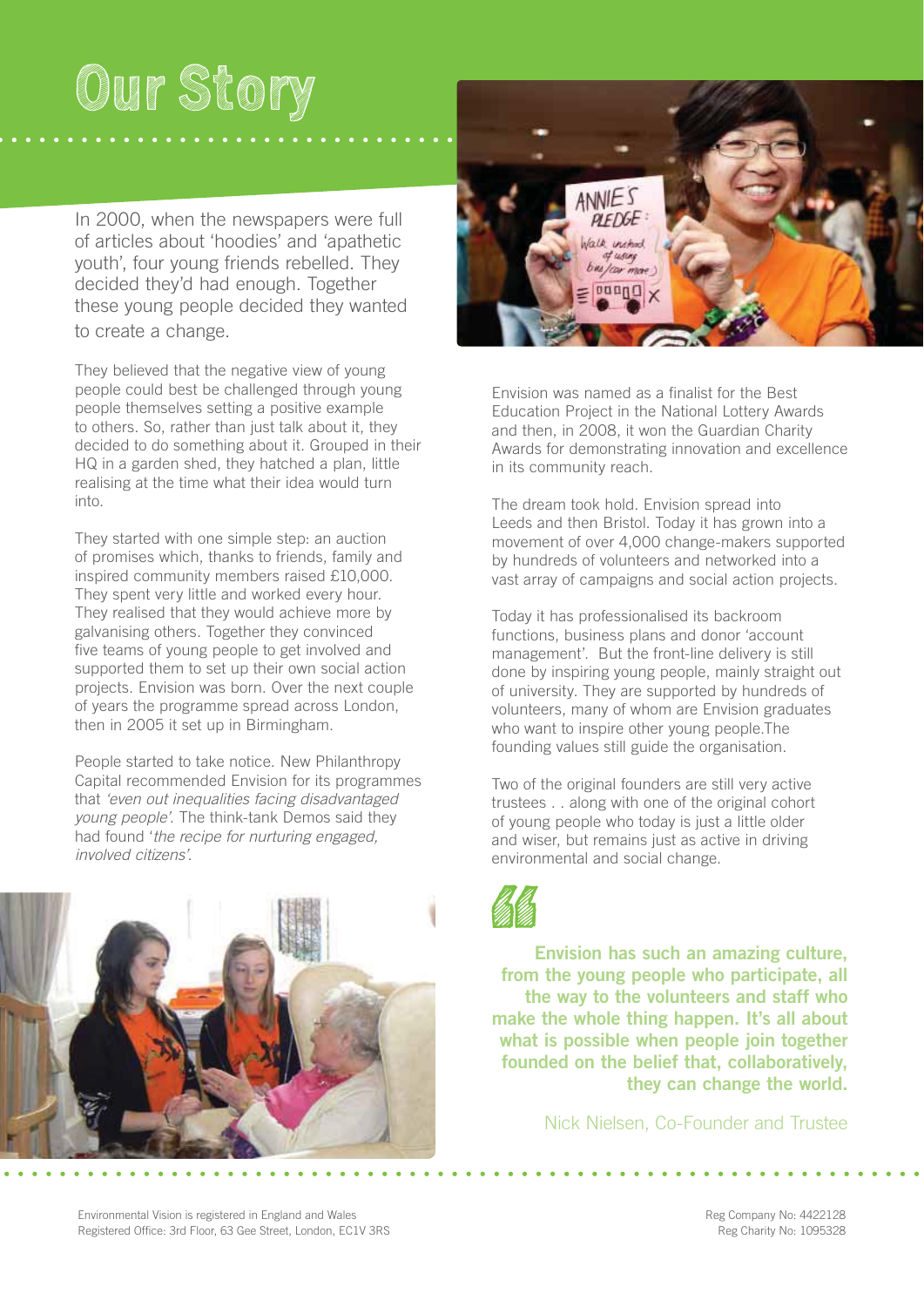# Our Story

In 2000, when the newspapers were full of articles about 'hoodies' and 'apathetic youth', four young friends rebelled. They decided they'd had enough. Together these young people decided they wanted to create a change.

They believed that the negative view of young people could best be challenged through young people themselves setting a positive example to others. So, rather than just talk about it, they decided to do something about it. Grouped in their HQ in a garden shed, they hatched a plan, little realising at the time what their idea would turn into.

They started with one simple step: an auction of promises which, thanks to friends, family and inspired community members raised £10,000. They spent very little and worked every hour. They realised that they would achieve more by galvanising others. Together they convinced five teams of young people to get involved and supported them to set up their own social action projects. Envision was born. Over the next couple of years the programme spread across London, then in 2005 it set up in Birmingham.

People started to take notice. New Philanthropy Capital recommended Envision for its programmes that *'even out inequalities facing disadvantaged young people'*. The think-tank Demos said they had found '*the recipe for nurturing engaged, involved citizens'*.

Envision was named as a finalist for the Best Education Project in the National Lottery Awards and then, in 2008, it won the Guardian Charity Awards for demonstrating innovation and excellence in its community reach.

The dream took hold. Envision spread into Leeds and then Bristol. Today it has grown into a movement of over 4,000 change-makers supported by hundreds of volunteers and networked into a vast array of campaigns and social action projects.

Today it has professionalised its backroom functions, business plans and donor 'account management'. But the front-line delivery is still done by inspiring young people, mainly straight out of university. They are supported by hundreds of volunteers, many of whom are Envision graduates who want to inspire other young people.The founding values still guide the organisation.

Two of the original founders are still very active trustees . . along with one of the original cohort of young people who today is just a little older and wiser, but remains just as active in driving environmental and social change.

> **Envision has such an amazing culture, from the young people who participate, all the way to the volunteers and staff who make the whole thing happen. It's all about what is possible when people join together founded on the belief that, collaboratively, they can change the world.**
>
> Nick Nielsen, Co-Founder and Trustee

Environmental Vision is registered in England and Wales
Registered Office: 3rd Floor, 63 Gee Street, London, EC1V 3RS

Reg Company No: 4422128
Reg Charity No: 1095328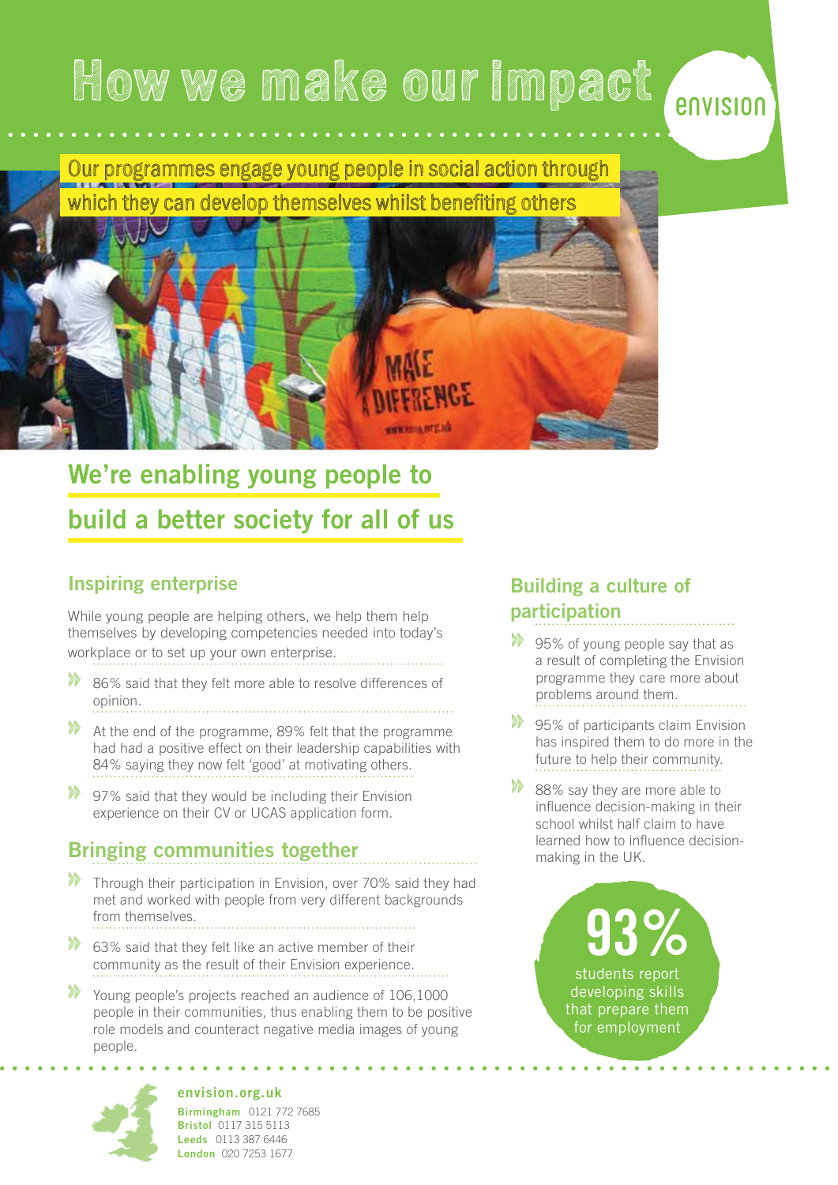# How we make our impact

envision

Our programmes engage young people in social action through which they can develop themselves whilst benefiting others

## We're enabling young people to build a better society for all of us

### Inspiring enterprise

While young people are helping others, we help them help themselves by developing competencies needed into today's workplace or to set up your own enterprise.

- 86% said that they felt more able to resolve differences of opinion.
- At the end of the programme, 89% felt that the programme had had a positive effect on their leadership capabilities with 84% saying they now felt 'good' at motivating others.
- 97% said that they would be including their Envision experience on their CV or UCAS application form.

### Bringing communities together

- Through their participation in Envision, over 70% said they had met and worked with people from very different backgrounds from themselves.
- 63% said that they felt like an active member of their community as the result of their Envision experience.
- Young people's projects reached an audience of 106,1000 people in their communities, thus enabling them to be positive role models and counteract negative media images of young people.

### Building a culture of participation

- 95% of young people say that as a result of completing the Envision programme they care more about problems around them.
- 95% of participants claim Envision has inspired them to do more in the future to help their community.
- 88% say they are more able to influence decision-making in their school whilst half claim to have learned how to influence decision-making in the UK.

**93%** students report developing skills that prepare them for employment

**envision.org.uk**

**Birmingham** 0121 772 7685
**Bristol** 0117 315 5113
**Leeds** 0113 387 6446
**London** 020 7253 1677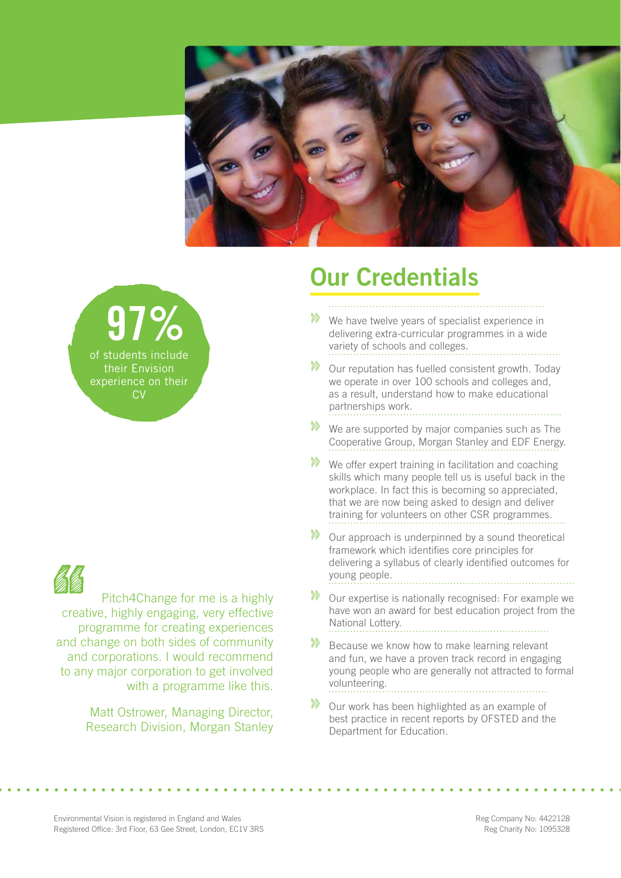97%

of students include their Envision experience on their CV

> Pitch4Change for me is a highly creative, highly engaging, very effective programme for creating experiences and change on both sides of community and corporations. I would recommend to any major corporation to get involved with a programme like this.
>
> Matt Ostrower, Managing Director, Research Division, Morgan Stanley

## Our Credentials

- We have twelve years of specialist experience in delivering extra-curricular programmes in a wide variety of schools and colleges.
- Our reputation has fuelled consistent growth. Today we operate in over 100 schools and colleges and, as a result, understand how to make educational partnerships work.
- We are supported by major companies such as The Cooperative Group, Morgan Stanley and EDF Energy.
- We offer expert training in facilitation and coaching skills which many people tell us is useful back in the workplace. In fact this is becoming so appreciated, that we are now being asked to design and deliver training for volunteers on other CSR programmes.
- Our approach is underpinned by a sound theoretical framework which identifies core principles for delivering a syllabus of clearly identified outcomes for young people.
- Our expertise is nationally recognised: For example we have won an award for best education project from the National Lottery.
- Because we know how to make learning relevant and fun, we have a proven track record in engaging young people who are generally not attracted to formal volunteering.
- Our work has been highlighted as an example of best practice in recent reports by OFSTED and the Department for Education.

Environmental Vision is registered in England and Wales
Registered Office: 3rd Floor, 63 Gee Street, London, EC1V 3RS

Reg Company No: 4422128
Reg Charity No: 1095328